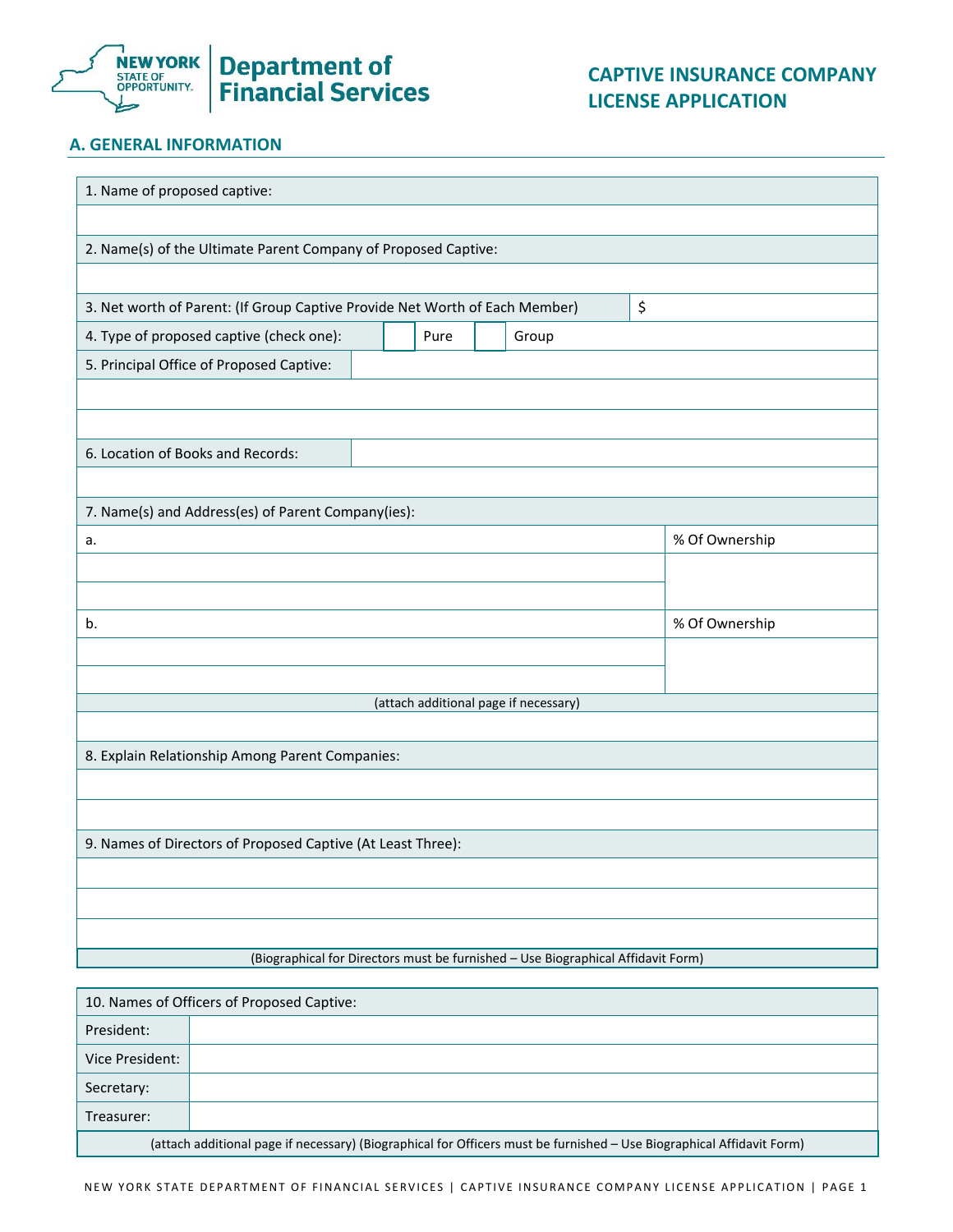NEW YORK STATE OF OPPORTUNITY. | Department of Financial Services

# CAPTIVE INSURANCE COMPANY LICENSE APPLICATION

## A. GENERAL INFORMATION

| 1. Name of proposed captive: | | |
|---|---|---|
| | | |
| **2. Name(s) of the Ultimate Parent Company of Proposed Captive:** | | |
| | | |
| 3. Net worth of Parent: (If Group Captive Provide Net Worth of Each Member) | $ | |
| 4. Type of proposed captive (check one): | ☐ Pure | ☐ Group |
| 5. Principal Office of Proposed Captive: | | |
| | | |
| | | |
| 6. Location of Books and Records: | | |
| | | |

| 7. Name(s) and Address(es) of Parent Company(ies): | |
|---|---|
| a. | % Of Ownership |
| | |
| | |
| b. | % Of Ownership |
| | |
| | |
| (attach additional page if necessary) | |
| | |

| 8. Explain Relationship Among Parent Companies: |
|---|
| |
| |

| 9. Names of Directors of Proposed Captive (At Least Three): |
|---|
| |
| |
| |
| (Biographical for Directors must be furnished – Use Biographical Affidavit Form) |

| 10. Names of Officers of Proposed Captive: | |
|---|---|
| President: | |
| Vice President: | |
| Secretary: | |
| Treasurer: | |
| (attach additional page if necessary) (Biographical for Officers must be furnished – Use Biographical Affidavit Form) | |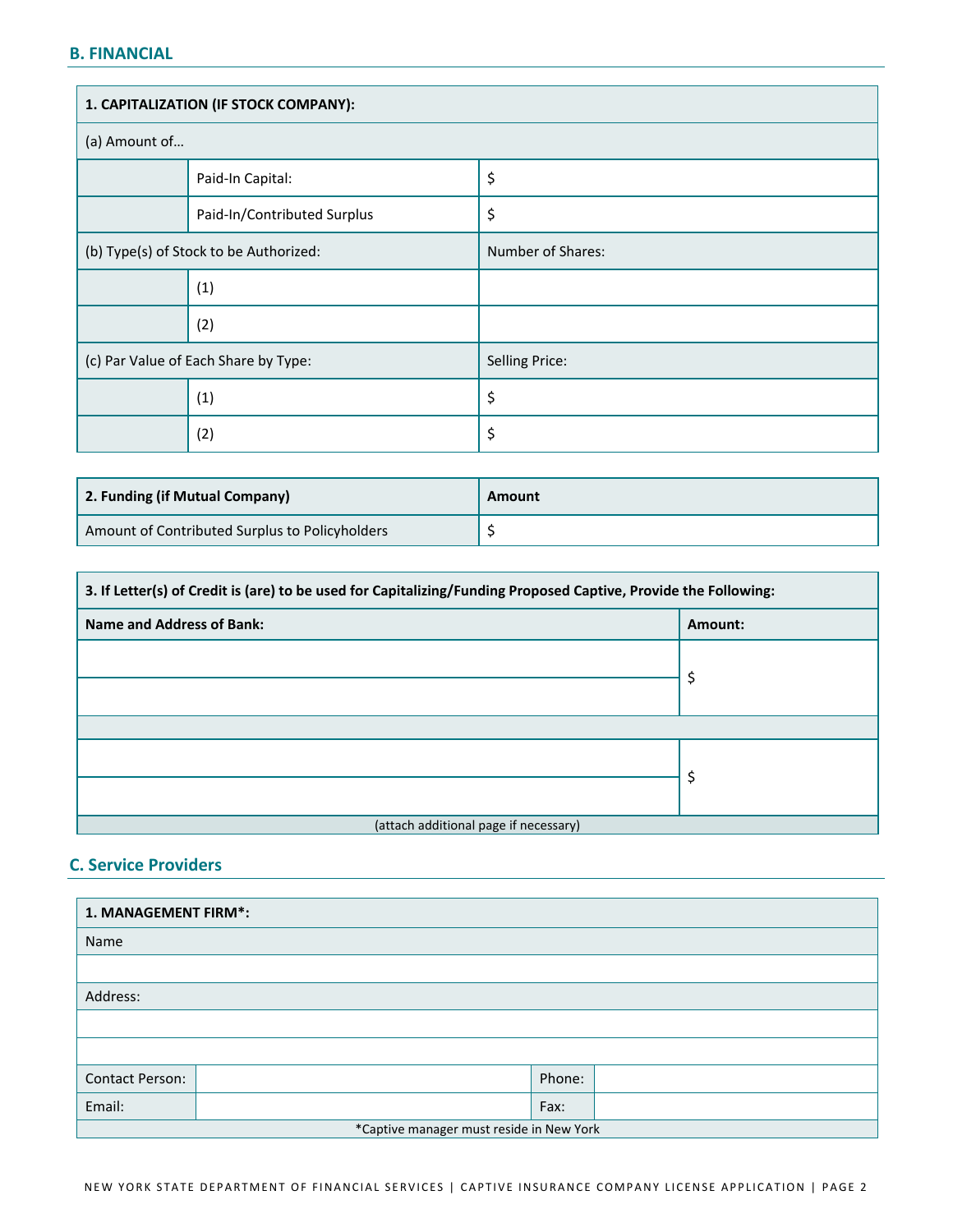## B. FINANCIAL

| 1. CAPITALIZATION (IF STOCK COMPANY): | | |
|---|---|---|
| (a) Amount of… | | |
| | Paid-In Capital: | $ |
| | Paid-In/Contributed Surplus | $ |
| (b) Type(s) of Stock to be Authorized: | | Number of Shares: |
| | (1) | |
| | (2) | |
| (c) Par Value of Each Share by Type: | | Selling Price: |
| | (1) | $ |
| | (2) | $ |

| 2. Funding (if Mutual Company) | Amount |
|---|---|
| Amount of Contributed Surplus to Policyholders | $ |

| 3. If Letter(s) of Credit is (are) to be used for Capitalizing/Funding Proposed Captive, Provide the Following: | |
|---|---|
| Name and Address of Bank: | Amount: |
| | $ |
| | |
| | |
| | $ |
| | |
| (attach additional page if necessary) | |

## C. Service Providers

| 1. MANAGEMENT FIRM*: | | | |
|---|---|---|---|
| Name | | | |
| | | | |
| Address: | | | |
| | | | |
| | | | |
| Contact Person: | | Phone: | |
| Email: | | Fax: | |
| *Captive manager must reside in New York | | | |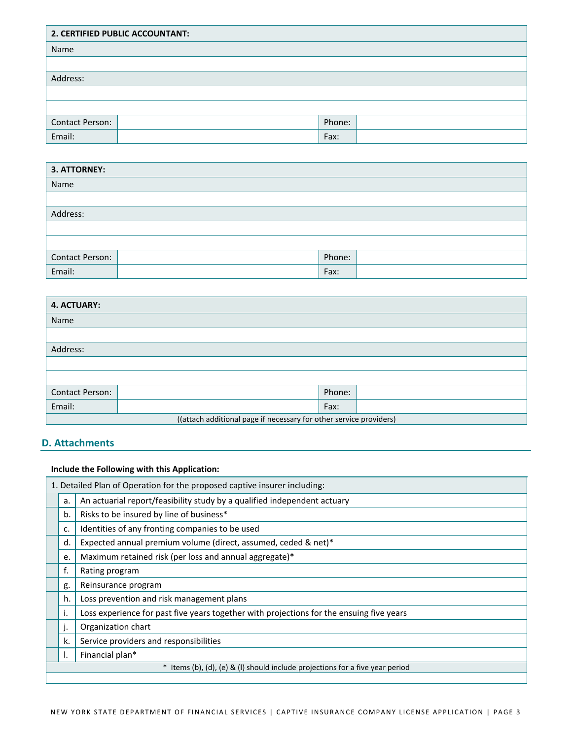| 2. CERTIFIED PUBLIC ACCOUNTANT: | | | |
|---|---|---|---|
| Name | | | |
| | | | |
| Address: | | | |
| | | | |
| | | | |
| Contact Person: | | Phone: | |
| Email: | | Fax: | |

| 3. ATTORNEY: | | | |
|---|---|---|---|
| Name | | | |
| | | | |
| Address: | | | |
| | | | |
| | | | |
| Contact Person: | | Phone: | |
| Email: | | Fax: | |

| 4. ACTUARY: | | | |
|---|---|---|---|
| Name | | | |
| | | | |
| Address: | | | |
| | | | |
| | | | |
| Contact Person: | | Phone: | |
| Email: | | Fax: | |
| ((attach additional page if necessary for other service providers) | | | |

## D. Attachments

**Include the Following with this Application:**

| 1. Detailed Plan of Operation for the proposed captive insurer including: | |
|---|---|
| a. | An actuarial report/feasibility study by a qualified independent actuary |
| b. | Risks to be insured by line of business* |
| c. | Identities of any fronting companies to be used |
| d. | Expected annual premium volume (direct, assumed, ceded & net)* |
| e. | Maximum retained risk (per loss and annual aggregate)* |
| f. | Rating program |
| g. | Reinsurance program |
| h. | Loss prevention and risk management plans |
| i. | Loss experience for past five years together with projections for the ensuing five years |
| j. | Organization chart |
| k. | Service providers and responsibilities |
| l. | Financial plan* |
| * Items (b), (d), (e) & (l) should include projections for a five year period | |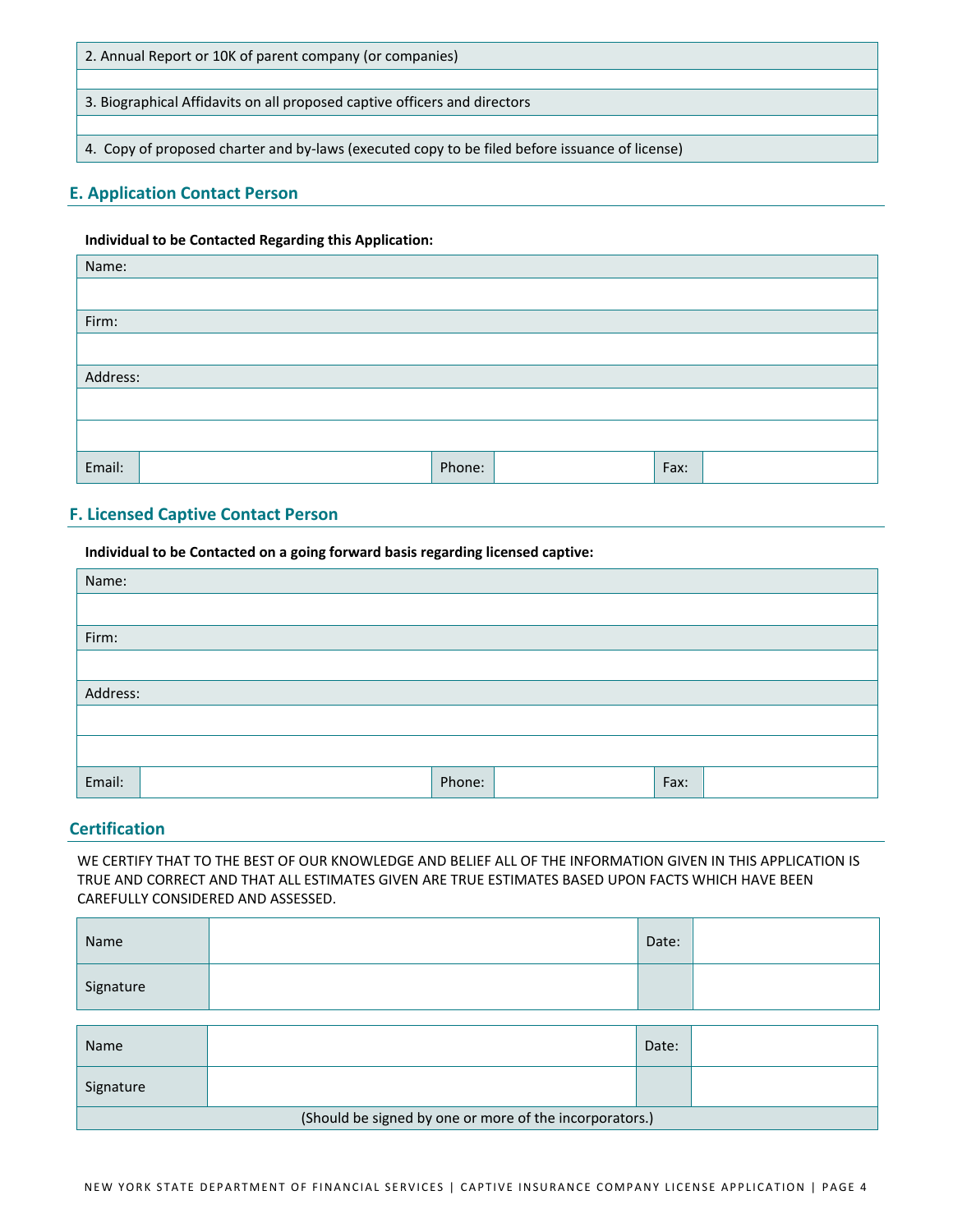2. Annual Report or 10K of parent company (or companies)

3. Biographical Affidavits on all proposed captive officers and directors

4. Copy of proposed charter and by-laws (executed copy to be filed before issuance of license)

## E. Application Contact Person

**Individual to be Contacted Regarding this Application:**

| | | | | | |
|---|---|---|---|---|---|
| Name: | | | | | |
| | | | | | |
| Firm: | | | | | |
| | | | | | |
| Address: | | | | | |
| | | | | | |
| | | | | | |
| Email: | | Phone: | | Fax: | |

## F. Licensed Captive Contact Person

**Individual to be Contacted on a going forward basis regarding licensed captive:**

| | | | | | |
|---|---|---|---|---|---|
| Name: | | | | | |
| | | | | | |
| Firm: | | | | | |
| | | | | | |
| Address: | | | | | |
| | | | | | |
| | | | | | |
| Email: | | Phone: | | Fax: | |

## Certification

WE CERTIFY THAT TO THE BEST OF OUR KNOWLEDGE AND BELIEF ALL OF THE INFORMATION GIVEN IN THIS APPLICATION IS TRUE AND CORRECT AND THAT ALL ESTIMATES GIVEN ARE TRUE ESTIMATES BASED UPON FACTS WHICH HAVE BEEN CAREFULLY CONSIDERED AND ASSESSED.

| | | | |
|---|---|---|---|
| Name | | Date: | |
| Signature | | | |

| | | | |
|---|---|---|---|
| Name | | Date: | |
| Signature | | | |
| (Should be signed by one or more of the incorporators.) | | | |